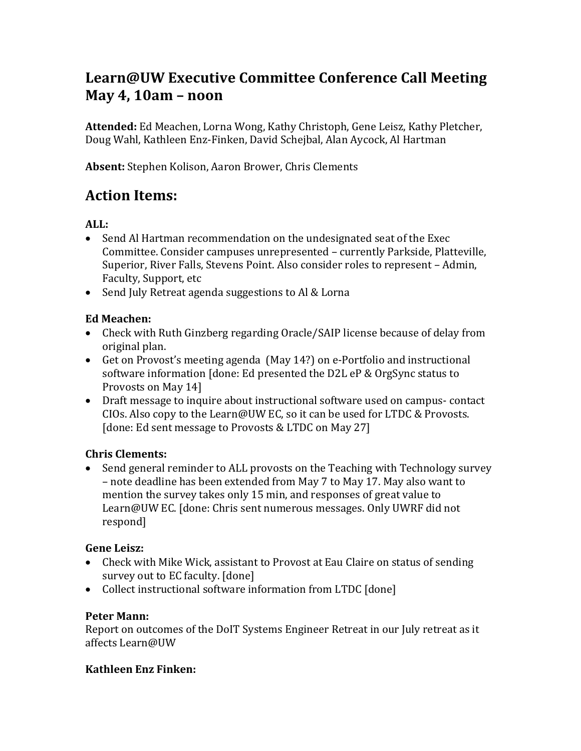# Learn@UW Executive Committee Conference Call Meeting May 4, 10am – noon

**Attended:** Ed Meachen, Lorna Wong, Kathy Christoph, Gene Leisz, Kathy Pletcher, Doug Wahl, Kathleen Enz-Finken, David Schejbal, Alan Aycock, Al Hartman

**Absent:** Stephen Kolison, Aaron Brower, Chris Clements

## Action Items:

**ALL:**

- Send Al Hartman recommendation on the undesignated seat of the Exec Committee. Consider campuses unrepresented – currently Parkside, Platteville, Superior, River Falls, Stevens Point. Also consider roles to represent – Admin, Faculty, Support, etc
- Send July Retreat agenda suggestions to Al & Lorna

**Ed Meachen:**

- Check with Ruth Ginzberg regarding Oracle/SAIP license because of delay from original plan.
- Get on Provost's meeting agenda (May 14?) on e-Portfolio and instructional software information [done: Ed presented the D2L eP & OrgSync status to Provosts on May 14]
- Draft message to inquire about instructional software used on campus- contact CIOs. Also copy to the Learn@UW EC, so it can be used for LTDC & Provosts. [done: Ed sent message to Provosts & LTDC on May 27]

**Chris Clements:**

- Send general reminder to ALL provosts on the Teaching with Technology survey – note deadline has been extended from May 7 to May 17. May also want to mention the survey takes only 15 min, and responses of great value to Learn@UW EC. [done: Chris sent numerous messages. Only UWRF did not respond]

**Gene Leisz:**

- Check with Mike Wick, assistant to Provost at Eau Claire on status of sending survey out to EC faculty. [done]
- Collect instructional software information from LTDC [done]

**Peter Mann:**

Report on outcomes of the DoIT Systems Engineer Retreat in our July retreat as it affects Learn@UW

**Kathleen Enz Finken:**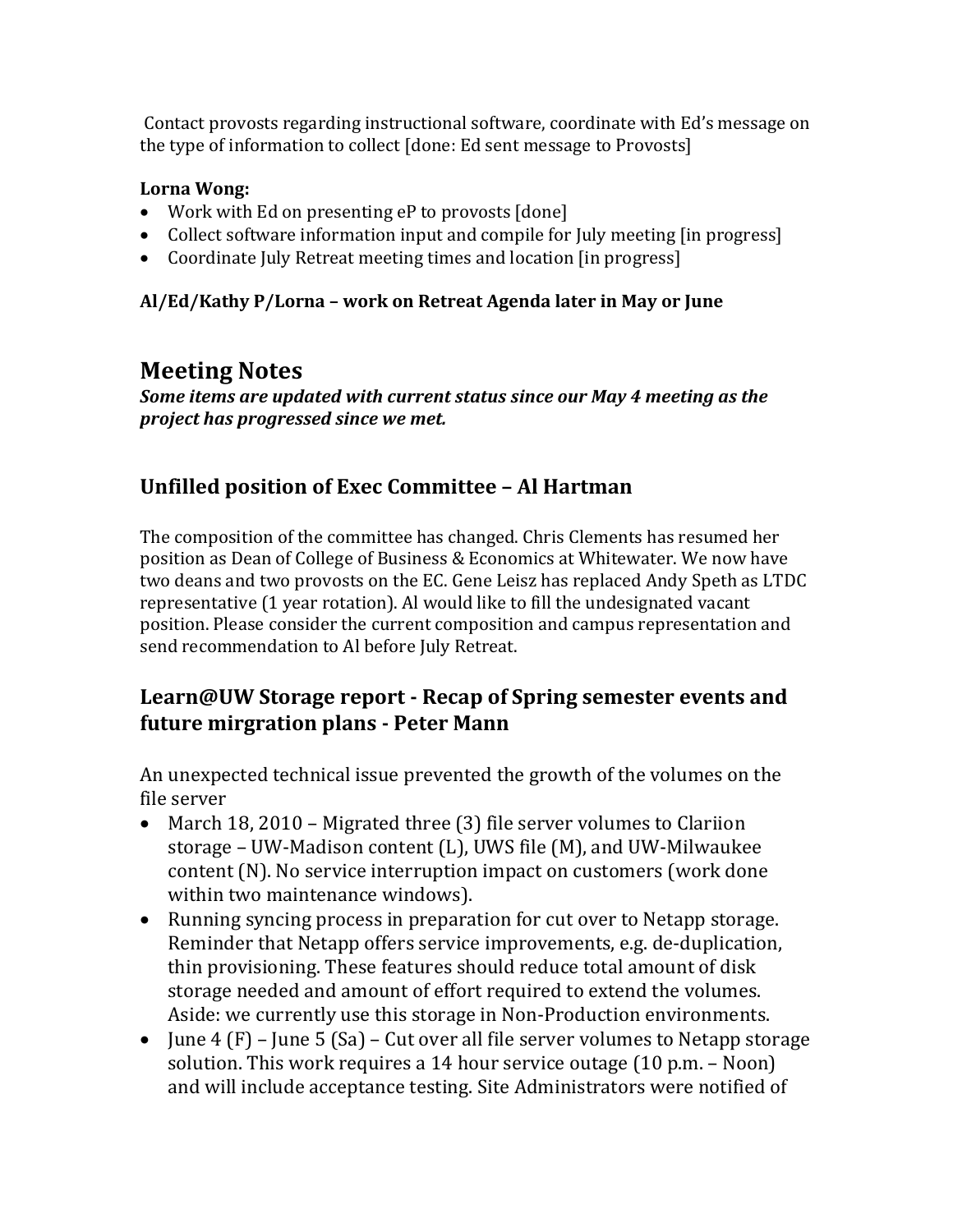Contact provosts regarding instructional software, coordinate with Ed's message on the type of information to collect [done: Ed sent message to Provosts]

**Lorna Wong:**

- Work with Ed on presenting eP to provosts [done]
- Collect software information input and compile for July meeting [in progress]
- Coordinate July Retreat meeting times and location [in progress]

**Al/Ed/Kathy P/Lorna – work on Retreat Agenda later in May or June**

# Meeting Notes

***Some items are updated with current status since our May 4 meeting as the project has progressed since we met.***

## Unfilled position of Exec Committee – Al Hartman

The composition of the committee has changed. Chris Clements has resumed her position as Dean of College of Business & Economics at Whitewater. We now have two deans and two provosts on the EC. Gene Leisz has replaced Andy Speth as LTDC representative (1 year rotation). Al would like to fill the undesignated vacant position. Please consider the current composition and campus representation and send recommendation to Al before July Retreat.

## Learn@UW Storage report - Recap of Spring semester events and future mirgration plans - Peter Mann

An unexpected technical issue prevented the growth of the volumes on the file server

- March 18, 2010 – Migrated three (3) file server volumes to Clariion storage – UW-Madison content (L), UWS file (M), and UW-Milwaukee content (N). No service interruption impact on customers (work done within two maintenance windows).
- Running syncing process in preparation for cut over to Netapp storage. Reminder that Netapp offers service improvements, e.g. de-duplication, thin provisioning. These features should reduce total amount of disk storage needed and amount of effort required to extend the volumes. Aside: we currently use this storage in Non-Production environments.
- June 4 (F) – June 5 (Sa) – Cut over all file server volumes to Netapp storage solution. This work requires a 14 hour service outage (10 p.m. – Noon) and will include acceptance testing. Site Administrators were notified of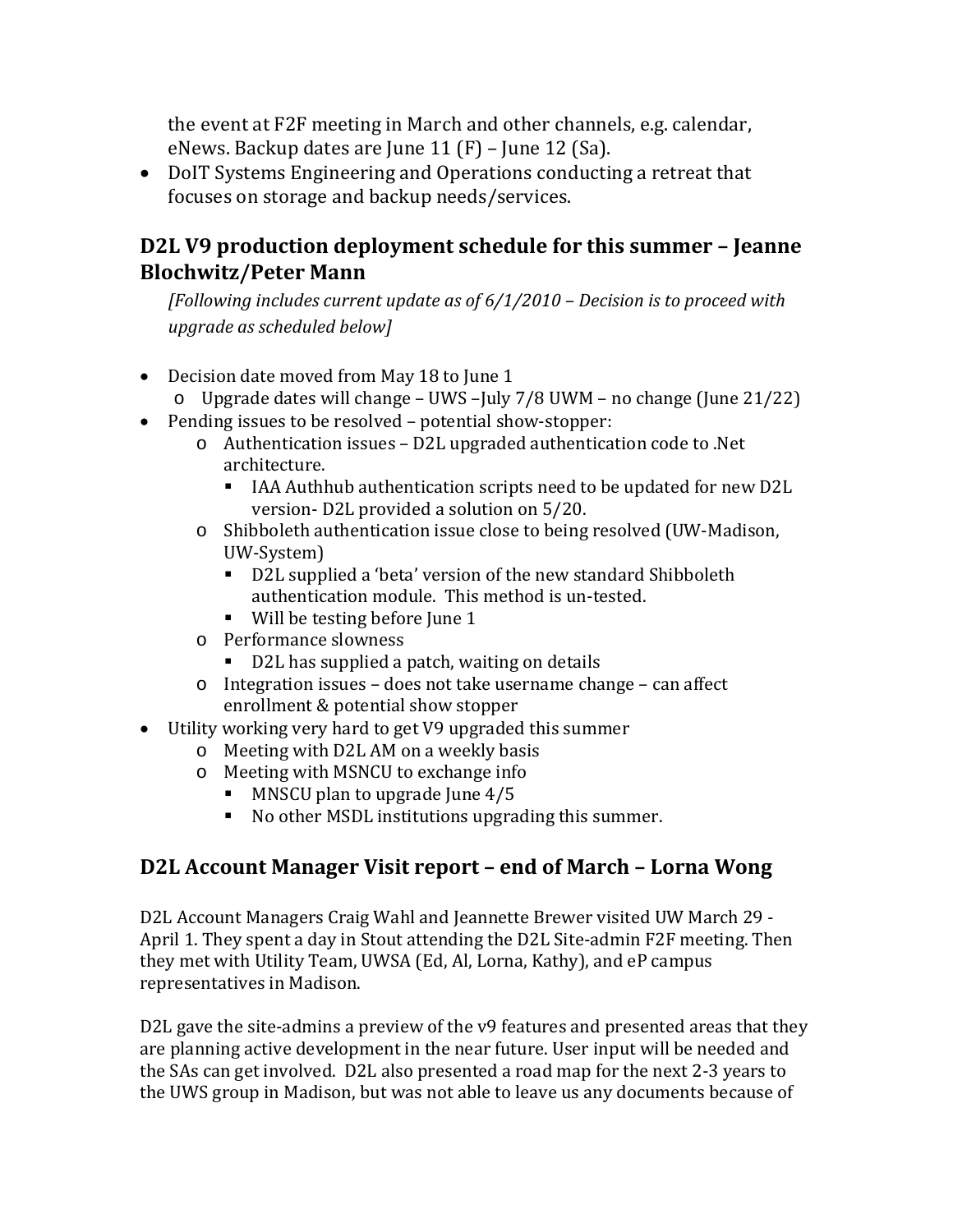the event at F2F meeting in March and other channels, e.g. calendar, eNews. Backup dates are June 11 (F) – June 12 (Sa).

- DoIT Systems Engineering and Operations conducting a retreat that focuses on storage and backup needs/services.

## D2L V9 production deployment schedule for this summer – Jeanne Blochwitz/Peter Mann

*[Following includes current update as of 6/1/2010 – Decision is to proceed with upgrade as scheduled below]*

- Decision date moved from May 18 to June 1
  - Upgrade dates will change – UWS –July 7/8 UWM – no change (June 21/22)
- Pending issues to be resolved – potential show-stopper:
  - Authentication issues – D2L upgraded authentication code to .Net architecture.
    - IAA Authhub authentication scripts need to be updated for new D2L version- D2L provided a solution on 5/20.
  - Shibboleth authentication issue close to being resolved (UW-Madison, UW-System)
    - D2L supplied a 'beta' version of the new standard Shibboleth authentication module. This method is un-tested.
    - Will be testing before June 1
  - Performance slowness
    - D2L has supplied a patch, waiting on details
  - Integration issues – does not take username change – can affect enrollment & potential show stopper
- Utility working very hard to get V9 upgraded this summer
  - Meeting with D2L AM on a weekly basis
  - Meeting with MSNCU to exchange info
    - MNSCU plan to upgrade June 4/5
    - No other MSDL institutions upgrading this summer.

## D2L Account Manager Visit report – end of March – Lorna Wong

D2L Account Managers Craig Wahl and Jeannette Brewer visited UW March 29 - April 1. They spent a day in Stout attending the D2L Site-admin F2F meeting. Then they met with Utility Team, UWSA (Ed, Al, Lorna, Kathy), and eP campus representatives in Madison.

D2L gave the site-admins a preview of the v9 features and presented areas that they are planning active development in the near future. User input will be needed and the SAs can get involved. D2L also presented a road map for the next 2-3 years to the UWS group in Madison, but was not able to leave us any documents because of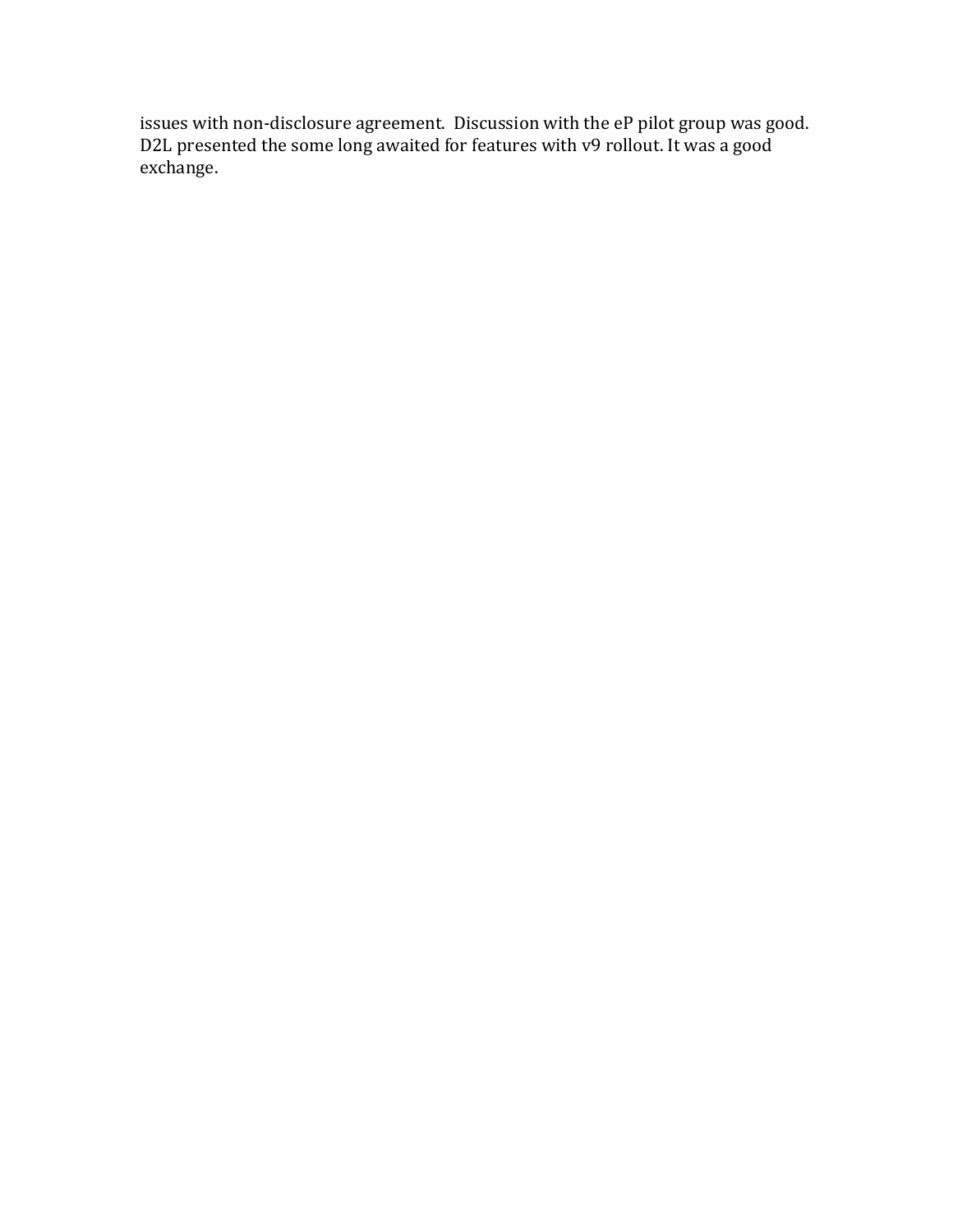issues with non-disclosure agreement. Discussion with the eP pilot group was good. D2L presented the some long awaited for features with v9 rollout. It was a good exchange.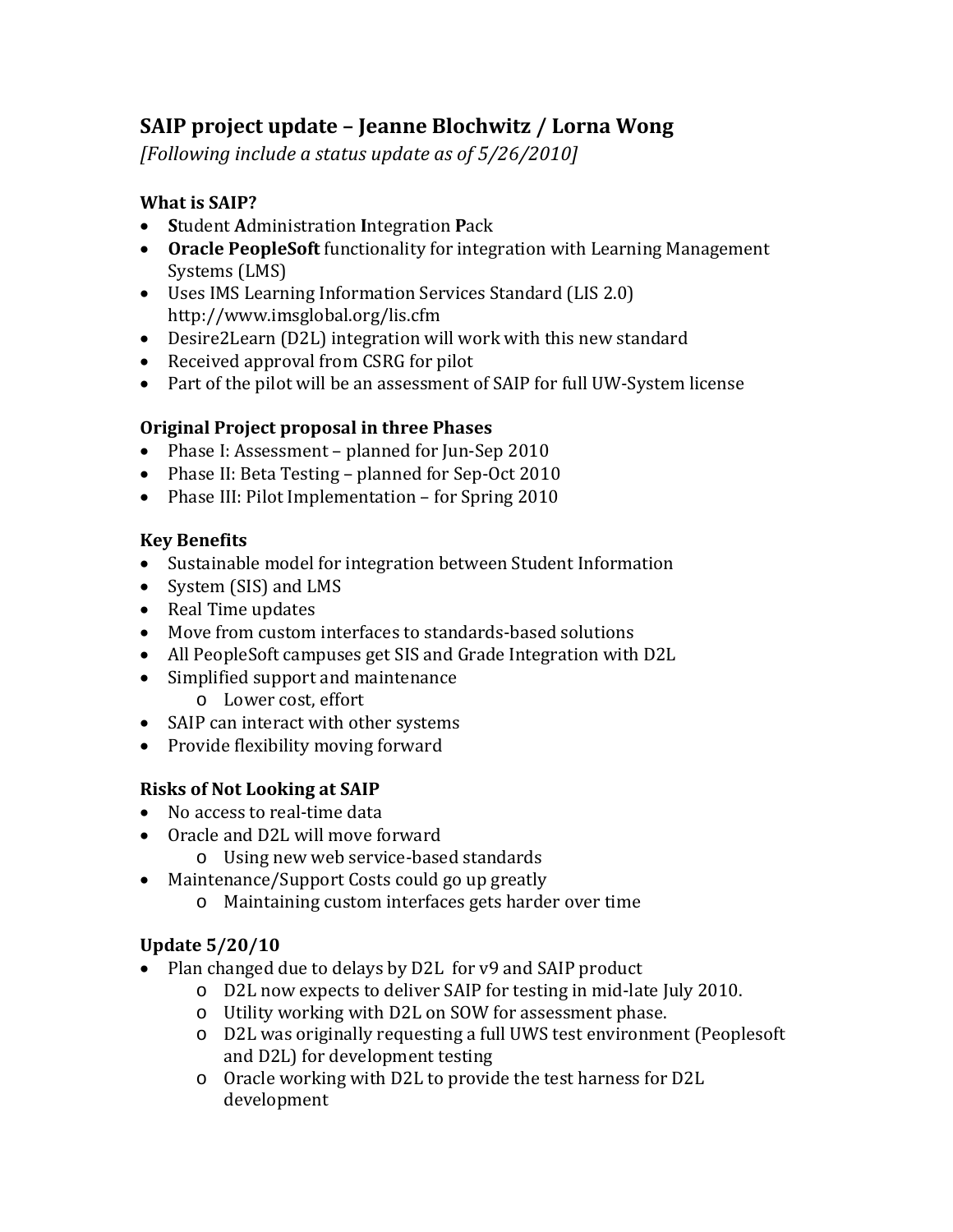## SAIP project update – Jeanne Blochwitz / Lorna Wong

*[Following include a status update as of 5/26/2010]*

### What is SAIP?

- **S**tudent **A**dministration **I**ntegration **P**ack
- **Oracle PeopleSoft** functionality for integration with Learning Management Systems (LMS)
- Uses IMS Learning Information Services Standard (LIS 2.0) http://www.imsglobal.org/lis.cfm
- Desire2Learn (D2L) integration will work with this new standard
- Received approval from CSRG for pilot
- Part of the pilot will be an assessment of SAIP for full UW-System license

### Original Project proposal in three Phases

- Phase I: Assessment – planned for Jun-Sep 2010
- Phase II: Beta Testing – planned for Sep-Oct 2010
- Phase III: Pilot Implementation – for Spring 2010

### Key Benefits

- Sustainable model for integration between Student Information
- System (SIS) and LMS
- Real Time updates
- Move from custom interfaces to standards-based solutions
- All PeopleSoft campuses get SIS and Grade Integration with D2L
- Simplified support and maintenance
  - Lower cost, effort
- SAIP can interact with other systems
- Provide flexibility moving forward

### Risks of Not Looking at SAIP

- No access to real-time data
- Oracle and D2L will move forward
  - Using new web service-based standards
- Maintenance/Support Costs could go up greatly
  - Maintaining custom interfaces gets harder over time

### Update 5/20/10

- Plan changed due to delays by D2L for v9 and SAIP product
  - D2L now expects to deliver SAIP for testing in mid-late July 2010.
  - Utility working with D2L on SOW for assessment phase.
  - D2L was originally requesting a full UWS test environment (Peoplesoft and D2L) for development testing
  - Oracle working with D2L to provide the test harness for D2L development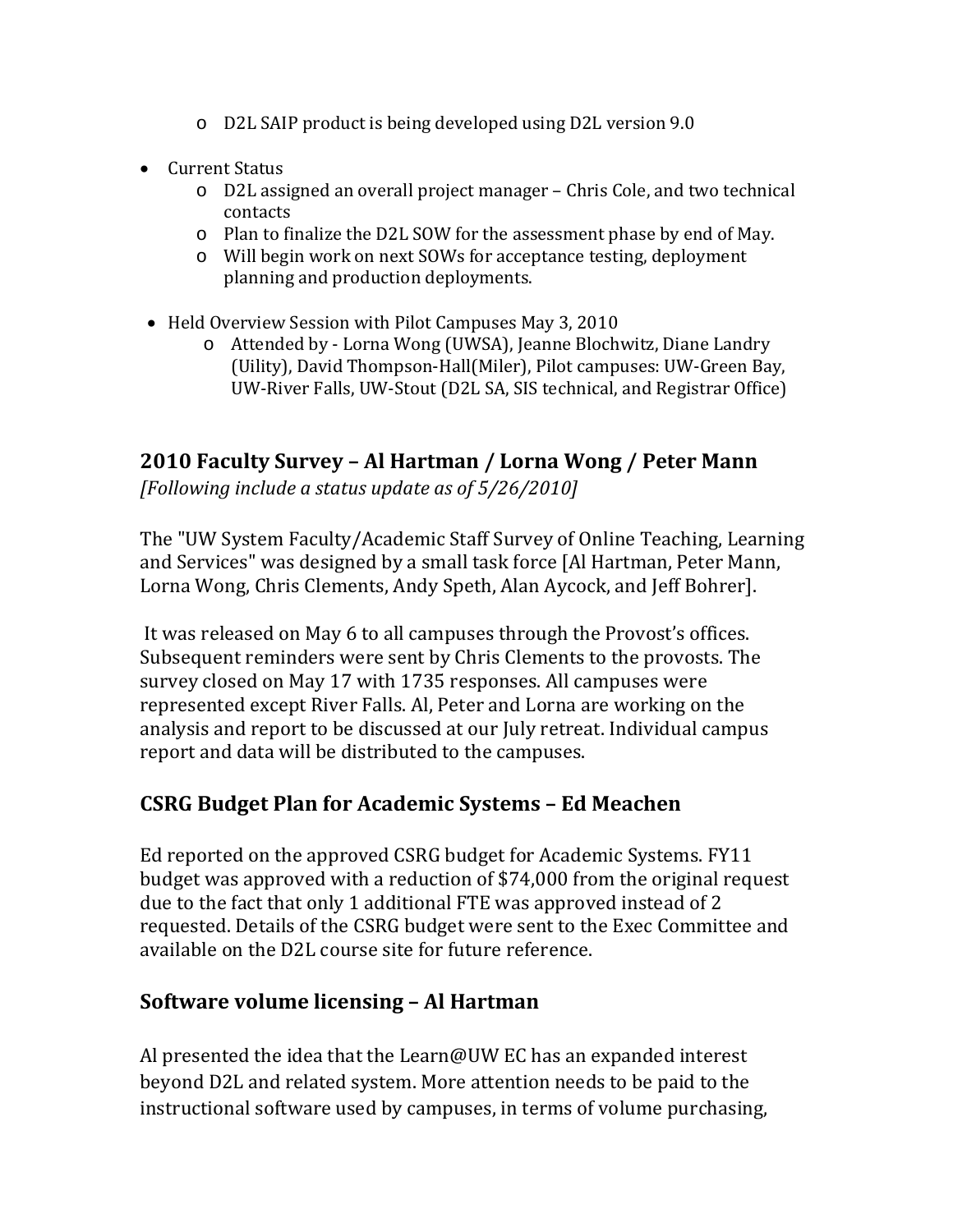- D2L SAIP product is being developed using D2L version 9.0

- Current Status
  - D2L assigned an overall project manager – Chris Cole, and two technical contacts
  - Plan to finalize the D2L SOW for the assessment phase by end of May.
  - Will begin work on next SOWs for acceptance testing, deployment planning and production deployments.

- Held Overview Session with Pilot Campuses May 3, 2010
  - Attended by - Lorna Wong (UWSA), Jeanne Blochwitz, Diane Landry (Uility), David Thompson-Hall(Miler), Pilot campuses: UW-Green Bay, UW-River Falls, UW-Stout (D2L SA, SIS technical, and Registrar Office)

## 2010 Faculty Survey – Al Hartman / Lorna Wong / Peter Mann

*[Following include a status update as of 5/26/2010]*

The "UW System Faculty/Academic Staff Survey of Online Teaching, Learning and Services" was designed by a small task force [Al Hartman, Peter Mann, Lorna Wong, Chris Clements, Andy Speth, Alan Aycock, and Jeff Bohrer].

It was released on May 6 to all campuses through the Provost's offices. Subsequent reminders were sent by Chris Clements to the provosts. The survey closed on May 17 with 1735 responses. All campuses were represented except River Falls. Al, Peter and Lorna are working on the analysis and report to be discussed at our July retreat. Individual campus report and data will be distributed to the campuses.

## CSRG Budget Plan for Academic Systems – Ed Meachen

Ed reported on the approved CSRG budget for Academic Systems. FY11 budget was approved with a reduction of $74,000 from the original request due to the fact that only 1 additional FTE was approved instead of 2 requested. Details of the CSRG budget were sent to the Exec Committee and available on the D2L course site for future reference.

## Software volume licensing – Al Hartman

Al presented the idea that the Learn@UW EC has an expanded interest beyond D2L and related system. More attention needs to be paid to the instructional software used by campuses, in terms of volume purchasing,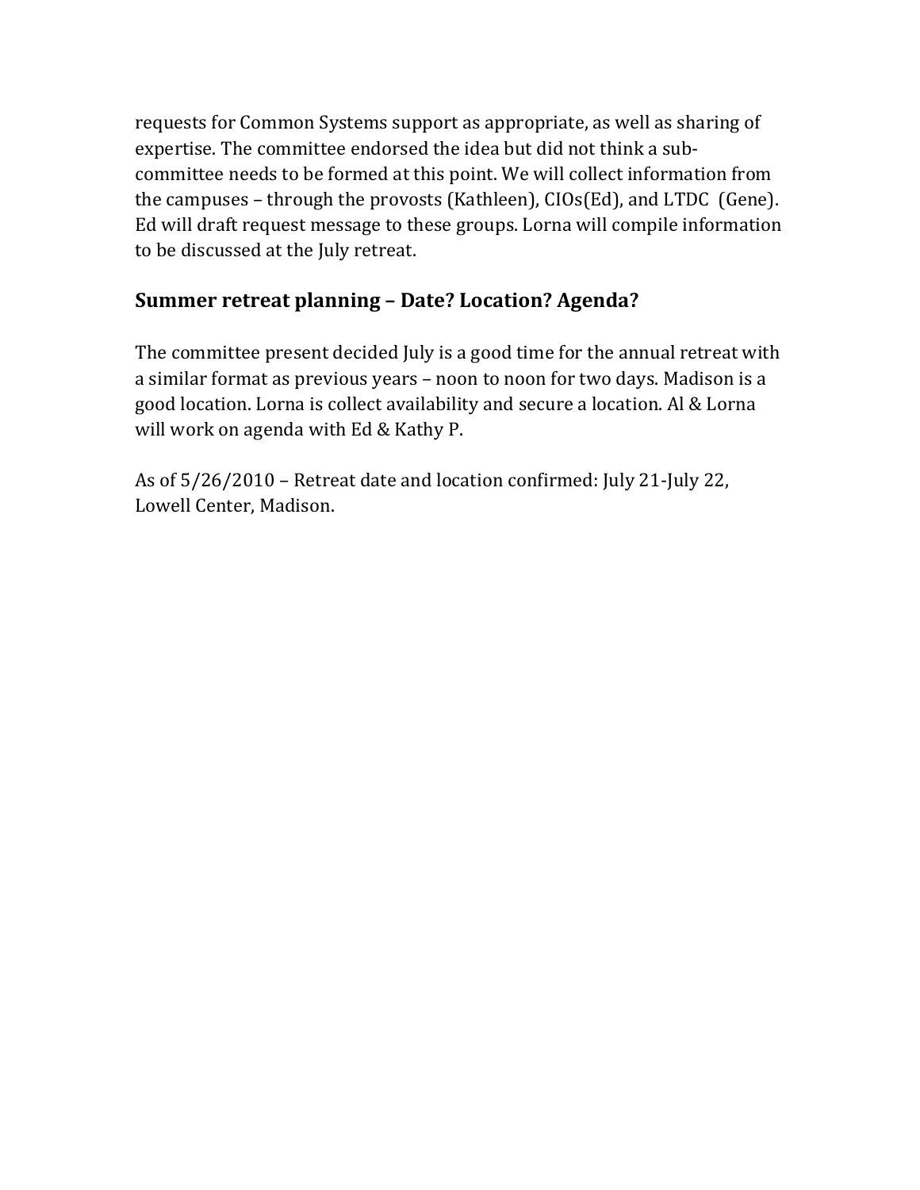requests for Common Systems support as appropriate, as well as sharing of expertise. The committee endorsed the idea but did not think a sub-committee needs to be formed at this point. We will collect information from the campuses – through the provosts (Kathleen), CIOs(Ed), and LTDC (Gene). Ed will draft request message to these groups. Lorna will compile information to be discussed at the July retreat.

## Summer retreat planning – Date? Location? Agenda?

The committee present decided July is a good time for the annual retreat with a similar format as previous years – noon to noon for two days. Madison is a good location. Lorna is collect availability and secure a location. Al & Lorna will work on agenda with Ed & Kathy P.

As of 5/26/2010 – Retreat date and location confirmed: July 21-July 22, Lowell Center, Madison.